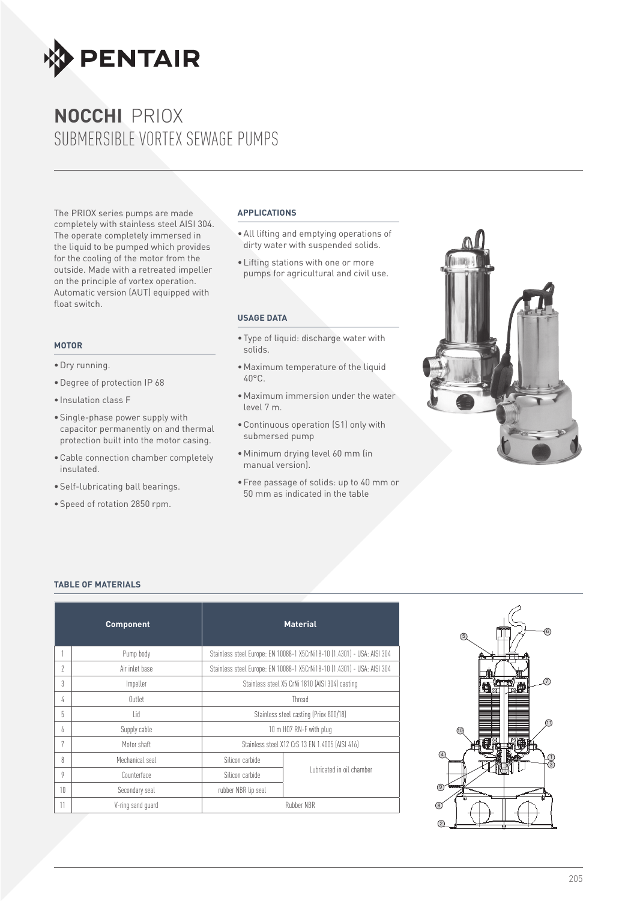# **NOCCHI** PRIOX

## SUBMERSIBLE VORTEX SEWAGE PUMPS

The PRIOX series pumps are made completely with stainless steel AISI 304. The operate completely immersed in the liquid to be pumped which provides for the cooling of the motor from the outside. Made with a retreated impeller on the principle of vortex operation. Automatic version (AUT) equipped with float switch.

### MOTOR

- Dry running.
- Degree of protection IP 68
- Insulation class F
- Single-phase power supply with capacitor permanently on and thermal protection built into the motor casing.
- Cable connection chamber completely insulated.
- Self-lubricating ball bearings.
- Speed of rotation 2850 rpm.

### APPLICATIONS

- All lifting and emptying operations of dirty water with suspended solids.
- Lifting stations with one or more pumps for agricultural and civil use.

### USAGE DATA

- Type of liquid: discharge water with solids.
- Maximum temperature of the liquid 40°C.
- Maximum immersion under the water level 7 m.
- Continuous operation (S1) only with submersed pump
- Minimum drying level 60 mm (in manual version).
- Free passage of solids: up to 40 mm or 50 mm as indicated in the table

### TABLE OF MATERIALS

| | Component | Material | |
|---|---|---|---|
| 1 | Pump body | Stainless steel Europe: EN 10088-1 X5CrNi18-10 (1.4301) - USA: AISI 304 | |
| 2 | Air inlet base | Stainless steel Europe: EN 10088-1 X5CrNi18-10 (1.4301) - USA: AISI 304 | |
| 3 | Impeller | Stainless steel X5 CrNi 1810 (AISI 304) casting | |
| 4 | Outlet | Thread | |
| 5 | Lid | Stainless steel casting (Priox 800/18) | |
| 6 | Supply cable | 10 m H07 RN-F with plug | |
| 7 | Motor shaft | Stainless steel X12 CrS 13 EN 1.4005 (AISI 416) | |
| 8 | Mechanical seal | Silicon carbide | Lubricated in oil chamber |
| 9 | Counterface | Silicon carbide | |
| 10 | Secondary seal | rubber NBR lip seal | |
| 11 | V-ring sand guard | Rubber NBR | |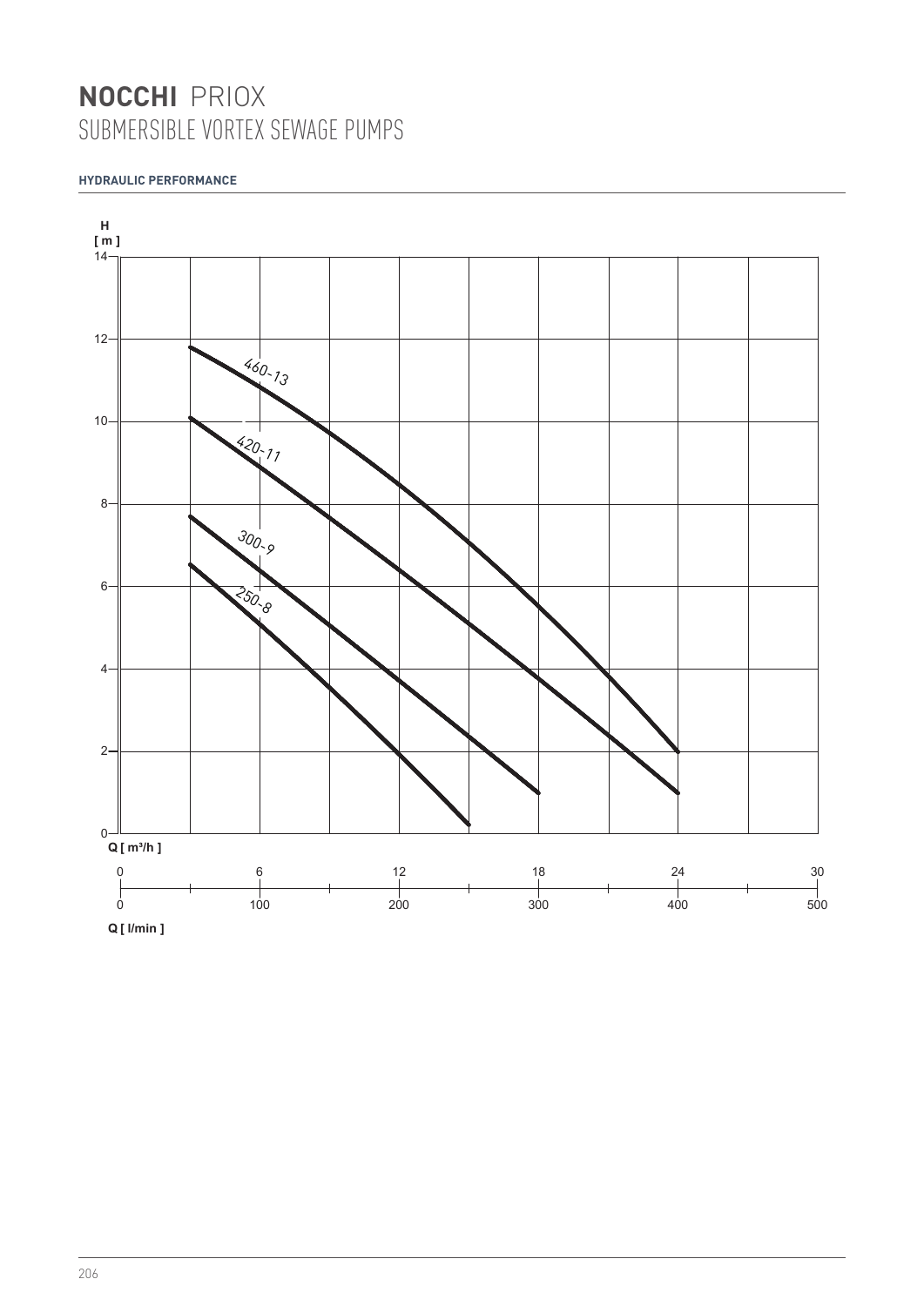# **NOCCHI** PRIOX

## SUBMERSIBLE VORTEX SEWAGE PUMPS

**HYDRAULIC PERFORMANCE**

H [ m ]

14
12
10
8
6
4
2
0

460-13

420-11

300-9

250-8

Q [ m³/h ]

0 6 12 18 24 30

0 100 200 300 400 500

Q [ l/min ]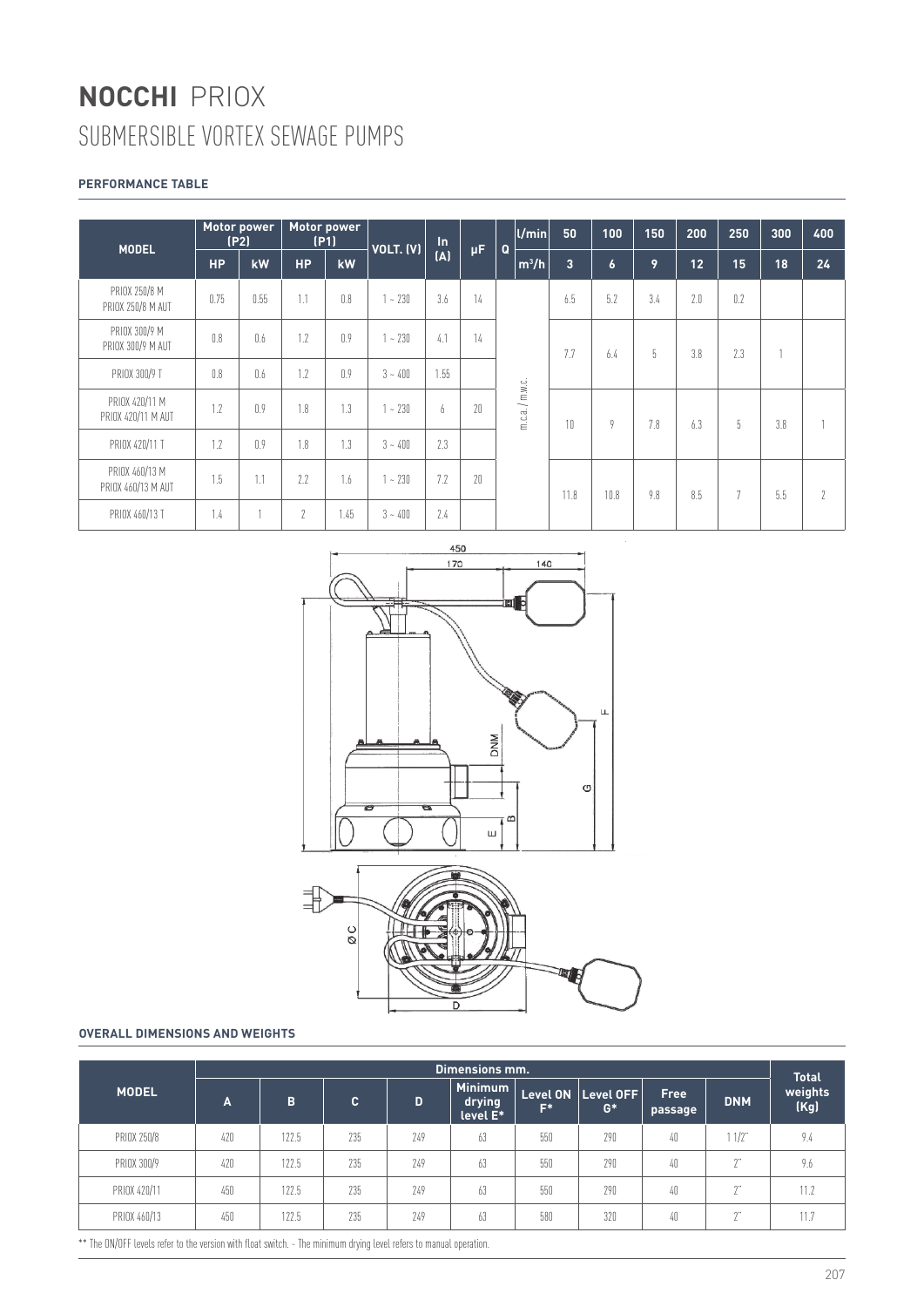# **NOCCHI** PRIOX

## SUBMERSIBLE VORTEX SEWAGE PUMPS

**PERFORMANCE TABLE**

| MODEL | Motor power (P2) | | Motor power (P1) | | VOLT. (V) | In (A) | µF | Q | l/min | 50 | 100 | 150 | 200 | 250 | 300 | 400 |
|---|---|---|---|---|---|---|---|---|---|---|---|---|---|---|---|---|
| | HP | kW | HP | kW | | | | | $m^3/h$ | 3 | 6 | 9 | 12 | 15 | 18 | 24 |
| PRIOX 250/8 M<br>PRIOX 250/8 M AUT | 0.75 | 0.55 | 1.1 | 0.8 | 1 ~ 230 | 3.6 | 14 | m.c.a. / m.w.c. | | 6.5 | 5.2 | 3.4 | 2.0 | 0.2 | | |
| PRIOX 300/9 M<br>PRIOX 300/9 M AUT | 0.8 | 0.6 | 1.2 | 0.9 | 1 ~ 230 | 4.1 | 14 | | | 7.7 | 6.4 | 5 | 3.8 | 2.3 | 1 | |
| PRIOX 300/9 T | 0.8 | 0.6 | 1.2 | 0.9 | 3 ~ 400 | 1.55 | | | | | | | | | | |
| PRIOX 420/11 M<br>PRIOX 420/11 M AUT | 1.2 | 0.9 | 1.8 | 1.3 | 1 ~ 230 | 6 | 20 | | | 10 | 9 | 7.8 | 6.3 | 5 | 3.8 | 1 |
| PRIOX 420/11 T | 1.2 | 0.9 | 1.8 | 1.3 | 3 ~ 400 | 2.3 | | | | | | | | | | |
| PRIOX 460/13 M<br>PRIOX 460/13 M AUT | 1.5 | 1.1 | 2.2 | 1.6 | 1 ~ 230 | 7.2 | 20 | | | 11.8 | 10.8 | 9.8 | 8.5 | 7 | 5.5 | 2 |
| PRIOX 460/13 T | 1.4 | 1 | 2 | 1.45 | 3 ~ 400 | 2.4 | | | | | | | | | | |

**OVERALL DIMENSIONS AND WEIGHTS**

| MODEL | Dimensions mm. | | | | | | | | | Total weights (Kg) |
|---|---|---|---|---|---|---|---|---|---|---|
| | A | B | C | D | Minimum drying level E* | Level ON F* | Level OFF G* | Free passage | DNM | |
| PRIOX 250/8 | 420 | 122.5 | 235 | 249 | 63 | 550 | 290 | 40 | 1 1/2" | 9.4 |
| PRIOX 300/9 | 420 | 122.5 | 235 | 249 | 63 | 550 | 290 | 40 | 2" | 9.6 |
| PRIOX 420/11 | 450 | 122.5 | 235 | 249 | 63 | 550 | 290 | 40 | 2" | 11.2 |
| PRIOX 460/13 | 450 | 122.5 | 235 | 249 | 63 | 580 | 320 | 40 | 2" | 11.7 |

** The ON/OFF levels refer to the version with float switch. - The minimum drying level refers to manual operation.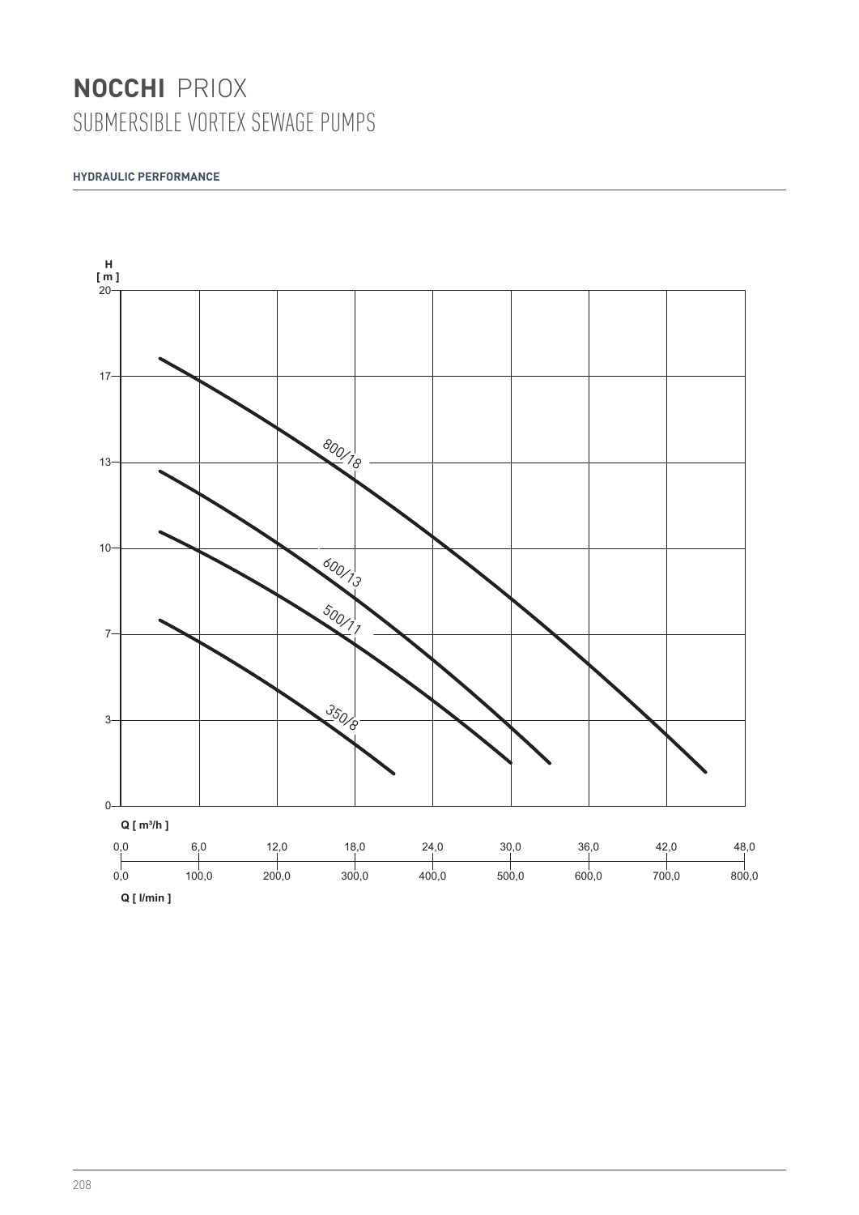# **NOCCHI** PRIOX

## SUBMERSIBLE VORTEX SEWAGE PUMPS

#### HYDRAULIC PERFORMANCE

H [ m ]

20, 17, 13, 10, 7, 3, 0

800/18

600/13

500/11

350/8

Q [ m³/h ]

| 0,0 | 6,0 | 12,0 | 18,0 | 24,0 | 30,0 | 36,0 | 42,0 | 48,0 |
|---|---|---|---|---|---|---|---|---|
| 0,0 | 100,0 | 200,0 | 300,0 | 400,0 | 500,0 | 600,0 | 700,0 | 800,0 |

Q [ l/min ]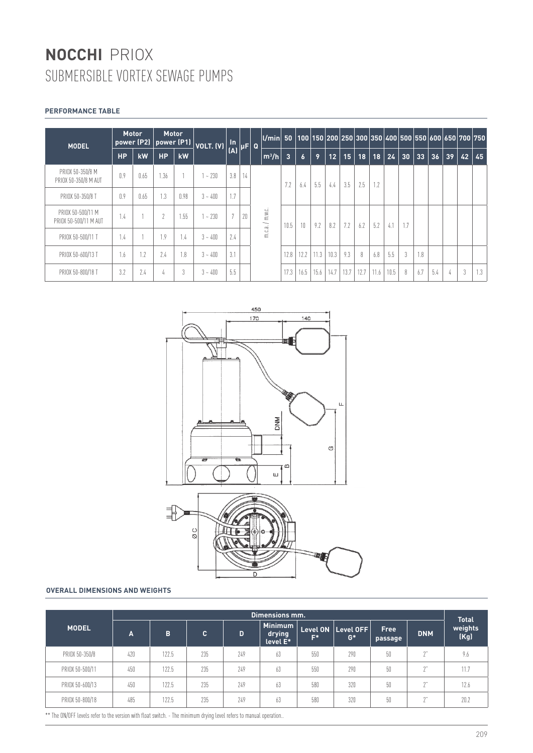# **NOCCHI** PRIOX

## SUBMERSIBLE VORTEX SEWAGE PUMPS

**PERFORMANCE TABLE**

| MODEL | Motor power (P2) | | Motor power (P1) | | VOLT. (V) | In (A) | μF | Q l/min | 50 | 100 | 150 | 200 | 250 | 300 | 350 | 400 | 500 | 550 | 600 | 650 | 700 | 750 |
|---|---|---|---|---|---|---|---|---|---|---|---|---|---|---|---|---|---|---|---|---|---|---|
| | HP | kW | HP | kW | | | | m³/h | 3 | 6 | 9 | 12 | 15 | 18 | 18 | 24 | 30 | 33 | 36 | 39 | 42 | 45 |
| PRIOX 50-350/8 M<br>PRIOX 50-350/8 M AUT | 0.9 | 0.65 | 1.36 | 1 | 1 ~ 230 | 3.8 | 14 | m.c.a. / m.w.c. | 7.2 | 6.4 | 5.5 | 4.4 | 3.5 | 2.5 | 1.2 | | | | | | | |
| PRIOX 50-350/8 T | 0.9 | 0.65 | 1.3 | 0.98 | 3 ~ 400 | 1.7 | | m.c.a. / m.w.c. | 7.2 | 6.4 | 5.5 | 4.4 | 3.5 | 2.5 | 1.2 | | | | | | | |
| PRIOX 50-500/11 M<br>PRIOX 50-500/11 M AUT | 1.4 | 1 | 2 | 1.55 | 1 ~ 230 | 7 | 20 | m.c.a. / m.w.c. | 10.5 | 10 | 9.2 | 8.2 | 7.2 | 6.2 | 5.2 | 4.1 | 1.7 | | | | | |
| PRIOX 50-500/11 T | 1.4 | 1 | 1.9 | 1.4 | 3 ~ 400 | 2.4 | | m.c.a. / m.w.c. | 10.5 | 10 | 9.2 | 8.2 | 7.2 | 6.2 | 5.2 | 4.1 | 1.7 | | | | | |
| PRIOX 50-600/13 T | 1.6 | 1.2 | 2.4 | 1.8 | 3 ~ 400 | 3.1 | | m.c.a. / m.w.c. | 12.8 | 12.2 | 11.3 | 10.3 | 9.3 | 8 | 6.8 | 5.5 | 3 | 1.8 | | | | |
| PRIOX 50-800/18 T | 3.2 | 2.4 | 4 | 3 | 3 ~ 400 | 5.5 | | m.c.a. / m.w.c. | 17.3 | 16.5 | 15.6 | 14.7 | 13.7 | 12.7 | 11.6 | 10.5 | 8 | 6.7 | 5.4 | 4 | 3 | 1.3 |

450
170
140
DNM
F
G
B
E
Ø C
D

**OVERALL DIMENSIONS AND WEIGHTS**

| MODEL | Dimensions mm. | | | | | | | | | Total weights (Kg) |
|---|---|---|---|---|---|---|---|---|---|---|
| | A | B | C | D | Minimum drying level E* | Level ON F* | Level OFF G* | Free passage | DNM | |
| PRIOX 50-350/8 | 420 | 122.5 | 235 | 249 | 63 | 550 | 290 | 50 | 2" | 9.6 |
| PRIOX 50-500/11 | 450 | 122.5 | 235 | 249 | 63 | 550 | 290 | 50 | 2" | 11.7 |
| PRIOX 50-600/13 | 450 | 122.5 | 235 | 249 | 63 | 580 | 320 | 50 | 2" | 12.6 |
| PRIOX 50-800/18 | 485 | 122.5 | 235 | 249 | 63 | 580 | 320 | 50 | 2" | 20.2 |

** The ON/OFF levels refer to the version with float switch. - The minimum drying level refers to manual operation..